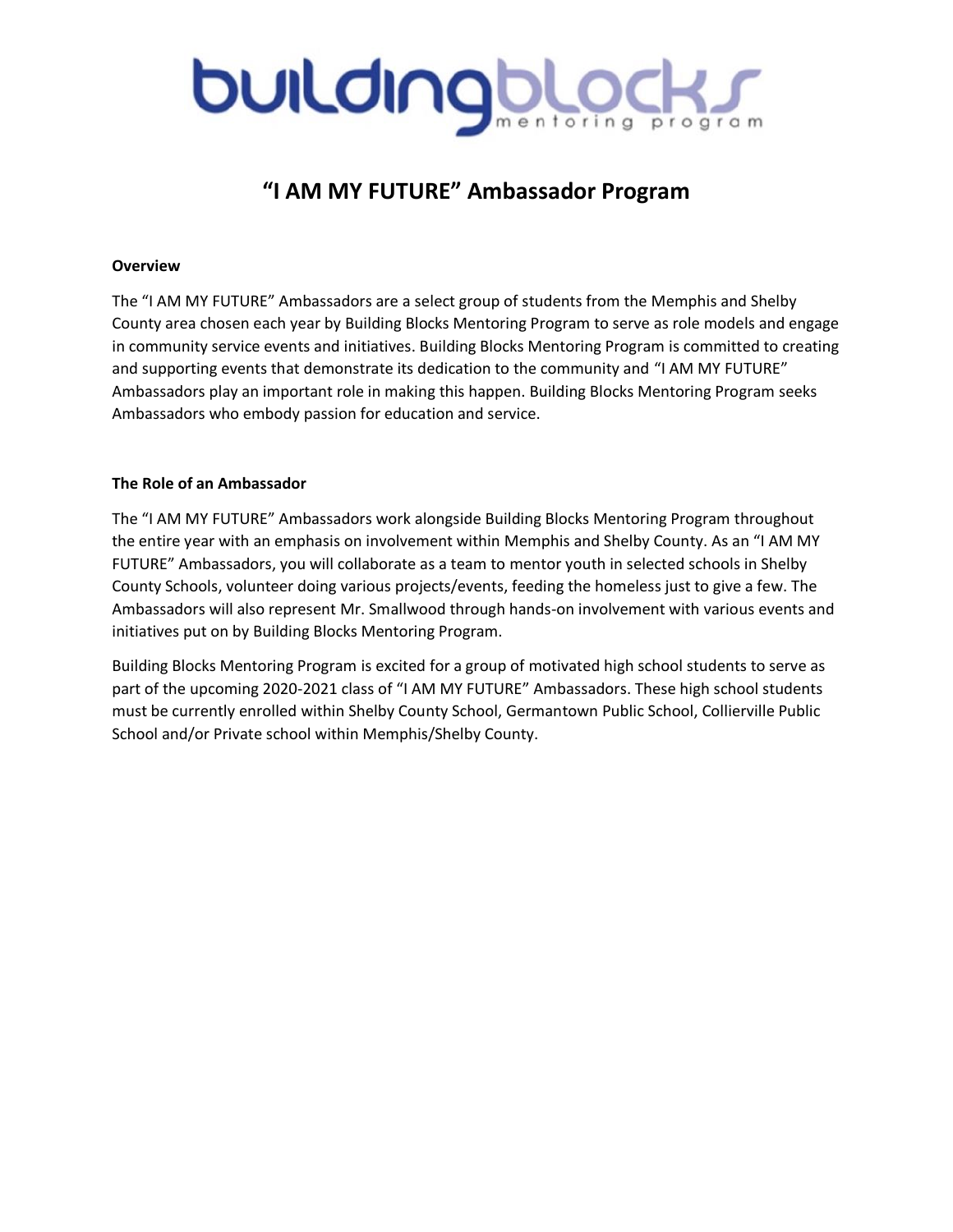# buildingblocks mentoring program

## "I AM MY FUTURE" Ambassador Program

**Overview**

The "I AM MY FUTURE" Ambassadors are a select group of students from the Memphis and Shelby County area chosen each year by Building Blocks Mentoring Program to serve as role models and engage in community service events and initiatives. Building Blocks Mentoring Program is committed to creating and supporting events that demonstrate its dedication to the community and "I AM MY FUTURE" Ambassadors play an important role in making this happen. Building Blocks Mentoring Program seeks Ambassadors who embody passion for education and service.

**The Role of an Ambassador**

The "I AM MY FUTURE" Ambassadors work alongside Building Blocks Mentoring Program throughout the entire year with an emphasis on involvement within Memphis and Shelby County. As an "I AM MY FUTURE" Ambassadors, you will collaborate as a team to mentor youth in selected schools in Shelby County Schools, volunteer doing various projects/events, feeding the homeless just to give a few. The Ambassadors will also represent Mr. Smallwood through hands-on involvement with various events and initiatives put on by Building Blocks Mentoring Program.

Building Blocks Mentoring Program is excited for a group of motivated high school students to serve as part of the upcoming 2020-2021 class of "I AM MY FUTURE" Ambassadors. These high school students must be currently enrolled within Shelby County School, Germantown Public School, Collierville Public School and/or Private school within Memphis/Shelby County.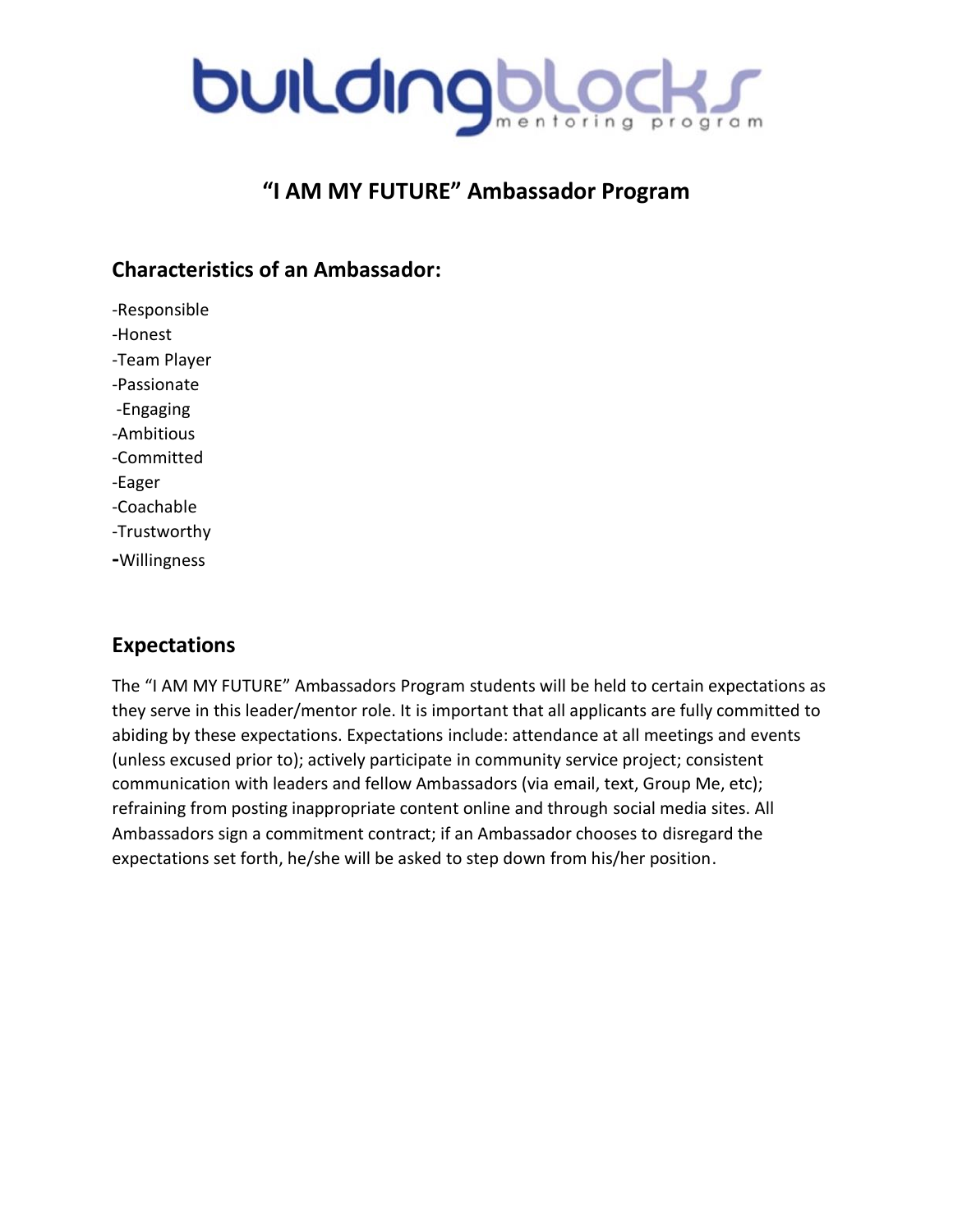buildingblocks mentoring program

## "I AM MY FUTURE" Ambassador Program

### Characteristics of an Ambassador:

-Responsible
-Honest
-Team Player
-Passionate
-Engaging
-Ambitious
-Committed
-Eager
-Coachable
-Trustworthy
-Willingness

### Expectations

The "I AM MY FUTURE" Ambassadors Program students will be held to certain expectations as they serve in this leader/mentor role. It is important that all applicants are fully committed to abiding by these expectations. Expectations include: attendance at all meetings and events (unless excused prior to); actively participate in community service project; consistent communication with leaders and fellow Ambassadors (via email, text, Group Me, etc); refraining from posting inappropriate content online and through social media sites. All Ambassadors sign a commitment contract; if an Ambassador chooses to disregard the expectations set forth, he/she will be asked to step down from his/her position.